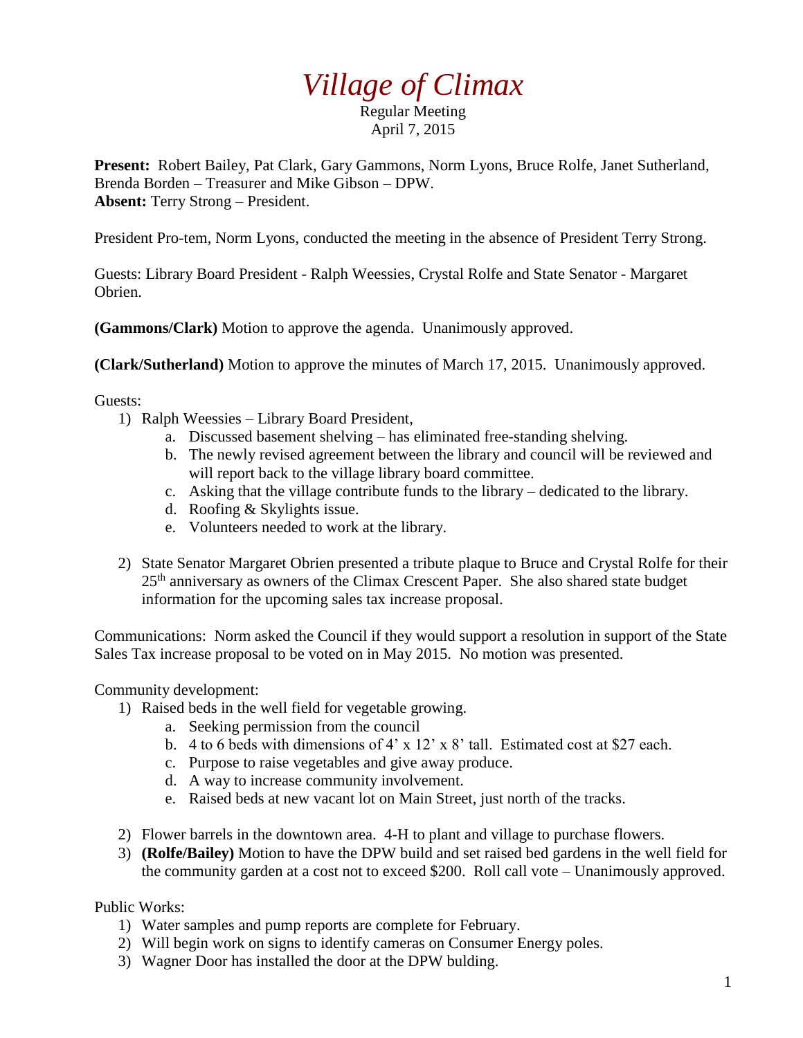# *Village of Climax*

Regular Meeting
April 7, 2015

**Present:** Robert Bailey, Pat Clark, Gary Gammons, Norm Lyons, Bruce Rolfe, Janet Sutherland, Brenda Borden – Treasurer and Mike Gibson – DPW.
**Absent:** Terry Strong – President.

President Pro-tem, Norm Lyons, conducted the meeting in the absence of President Terry Strong.

Guests: Library Board President - Ralph Weessies, Crystal Rolfe and State Senator - Margaret Obrien.

**(Gammons/Clark)** Motion to approve the agenda. Unanimously approved.

**(Clark/Sutherland)** Motion to approve the minutes of March 17, 2015. Unanimously approved.

Guests:

1) Ralph Weessies – Library Board President,
   a. Discussed basement shelving – has eliminated free-standing shelving.
   b. The newly revised agreement between the library and council will be reviewed and will report back to the village library board committee.
   c. Asking that the village contribute funds to the library – dedicated to the library.
   d. Roofing & Skylights issue.
   e. Volunteers needed to work at the library.

2) State Senator Margaret Obrien presented a tribute plaque to Bruce and Crystal Rolfe for their 25th anniversary as owners of the Climax Crescent Paper. She also shared state budget information for the upcoming sales tax increase proposal.

Communications: Norm asked the Council if they would support a resolution in support of the State Sales Tax increase proposal to be voted on in May 2015. No motion was presented.

Community development:

1) Raised beds in the well field for vegetable growing.
   a. Seeking permission from the council
   b. 4 to 6 beds with dimensions of 4' x 12' x 8' tall. Estimated cost at $27 each.
   c. Purpose to raise vegetables and give away produce.
   d. A way to increase community involvement.
   e. Raised beds at new vacant lot on Main Street, just north of the tracks.

2) Flower barrels in the downtown area. 4-H to plant and village to purchase flowers.
3) **(Rolfe/Bailey)** Motion to have the DPW build and set raised bed gardens in the well field for the community garden at a cost not to exceed $200. Roll call vote – Unanimously approved.

Public Works:

1) Water samples and pump reports are complete for February.
2) Will begin work on signs to identify cameras on Consumer Energy poles.
3) Wagner Door has installed the door at the DPW bulding.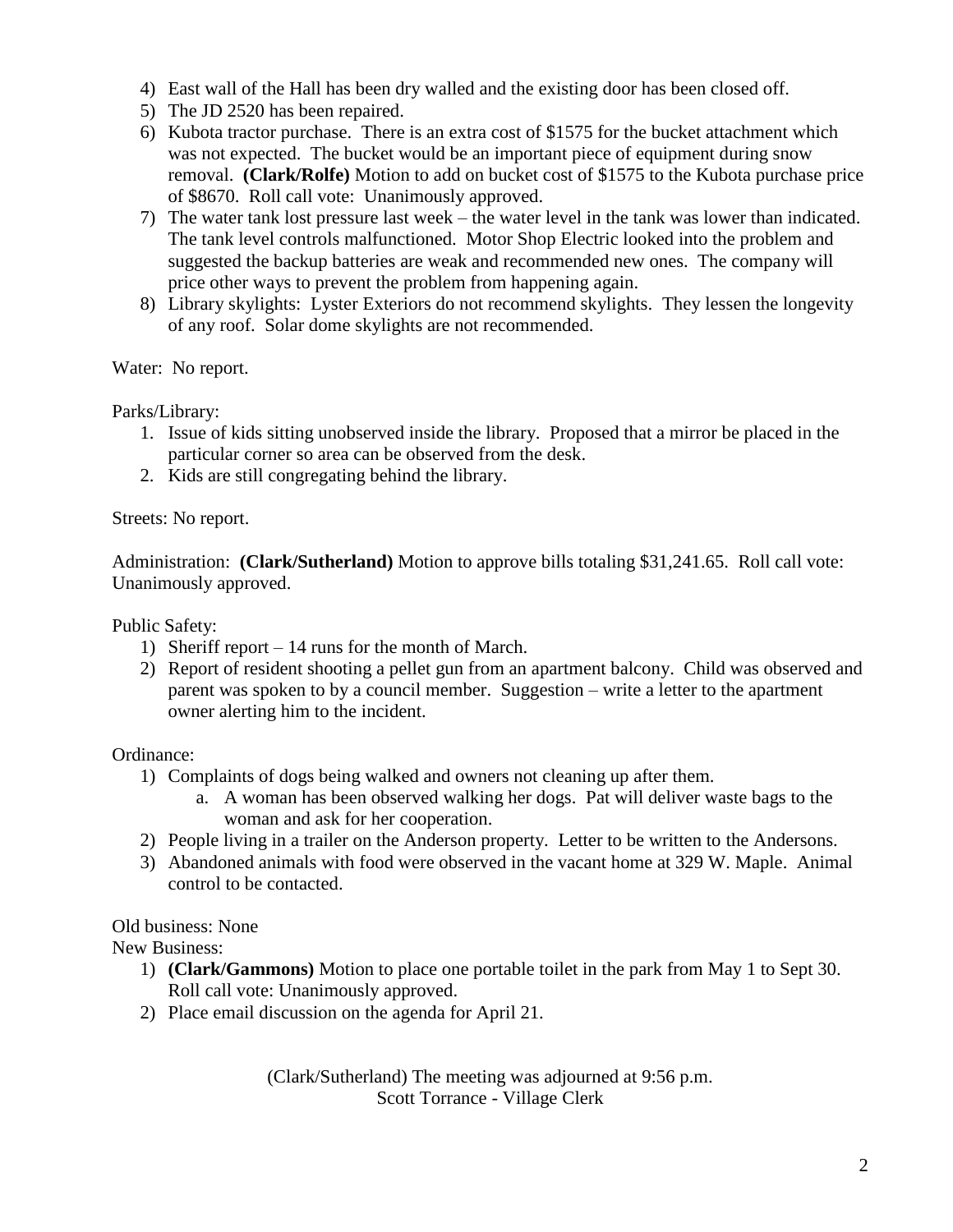4) East wall of the Hall has been dry walled and the existing door has been closed off.
5) The JD 2520 has been repaired.
6) Kubota tractor purchase. There is an extra cost of $1575 for the bucket attachment which was not expected. The bucket would be an important piece of equipment during snow removal. **(Clark/Rolfe)** Motion to add on bucket cost of $1575 to the Kubota purchase price of $8670. Roll call vote: Unanimously approved.
7) The water tank lost pressure last week – the water level in the tank was lower than indicated. The tank level controls malfunctioned. Motor Shop Electric looked into the problem and suggested the backup batteries are weak and recommended new ones. The company will price other ways to prevent the problem from happening again.
8) Library skylights: Lyster Exteriors do not recommend skylights. They lessen the longevity of any roof. Solar dome skylights are not recommended.

Water: No report.

Parks/Library:

1. Issue of kids sitting unobserved inside the library. Proposed that a mirror be placed in the particular corner so area can be observed from the desk.
2. Kids are still congregating behind the library.

Streets: No report.

Administration: **(Clark/Sutherland)** Motion to approve bills totaling $31,241.65. Roll call vote: Unanimously approved.

Public Safety:

1) Sheriff report – 14 runs for the month of March.
2) Report of resident shooting a pellet gun from an apartment balcony. Child was observed and parent was spoken to by a council member. Suggestion – write a letter to the apartment owner alerting him to the incident.

Ordinance:

1) Complaints of dogs being walked and owners not cleaning up after them.
   a. A woman has been observed walking her dogs. Pat will deliver waste bags to the woman and ask for her cooperation.
2) People living in a trailer on the Anderson property. Letter to be written to the Andersons.
3) Abandoned animals with food were observed in the vacant home at 329 W. Maple. Animal control to be contacted.

Old business: None

New Business:

1) **(Clark/Gammons)** Motion to place one portable toilet in the park from May 1 to Sept 30. Roll call vote: Unanimously approved.
2) Place email discussion on the agenda for April 21.

(Clark/Sutherland) The meeting was adjourned at 9:56 p.m.

Scott Torrance - Village Clerk